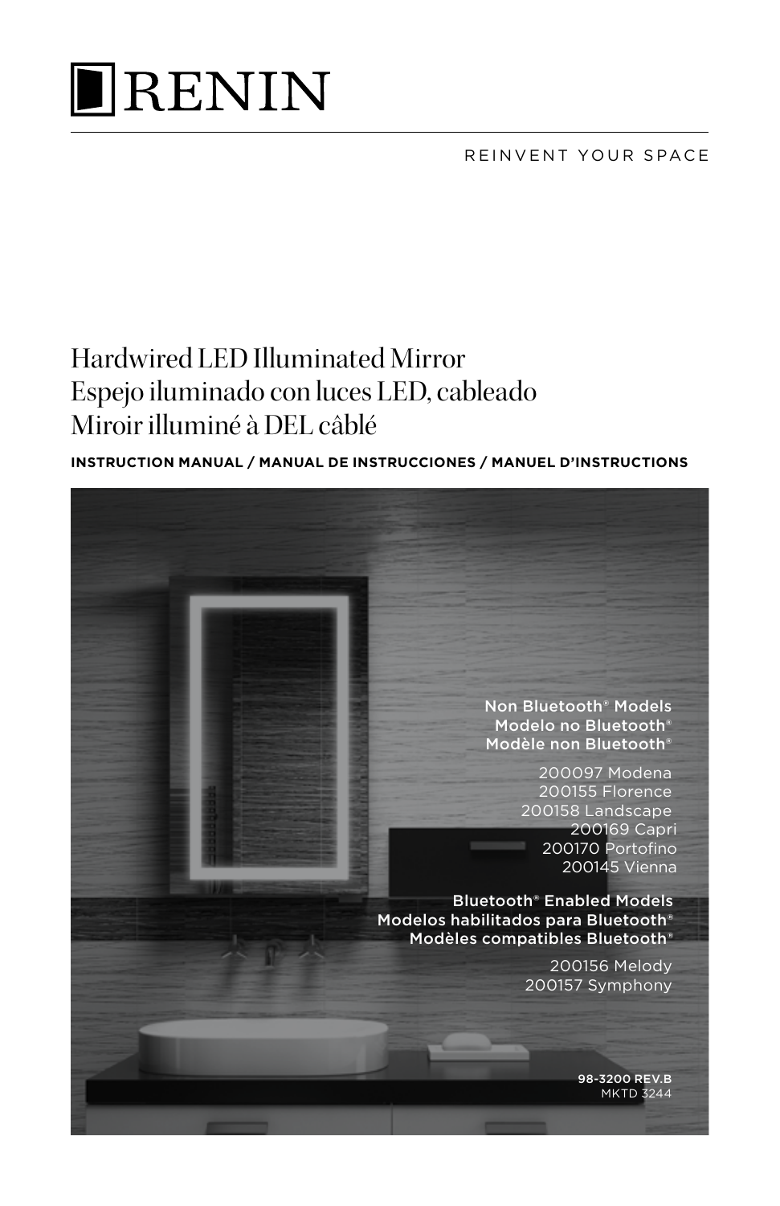# RENIN

REINVENT YOUR SPACE

# Hardwired LED Illuminated Mirror
# Espejo iluminado con luces LED, cableado
# Miroir illuminé à DEL câblé

**INSTRUCTION MANUAL / MANUAL DE INSTRUCCIONES / MANUEL D'INSTRUCTIONS**

Non Bluetooth® Models
Modelo no Bluetooth®
Modèle non Bluetooth®

200097 Modena
200155 Florence
200158 Landscape
200169 Capri
200170 Portofino
200145 Vienna

Bluetooth® Enabled Models
Modelos habilitados para Bluetooth®
Modèles compatibles Bluetooth®

200156 Melody
200157 Symphony

**98-3200 REV.B**
MKTD 3244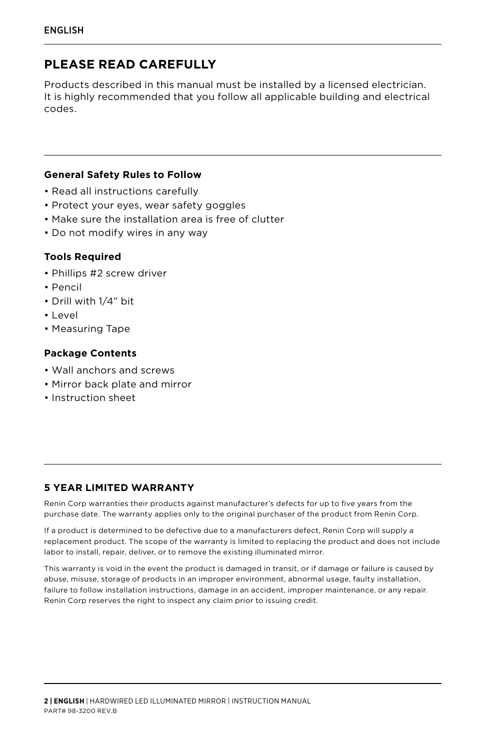ENGLISH

## PLEASE READ CAREFULLY

Products described in this manual must be installed by a licensed electrician. It is highly recommended that you follow all applicable building and electrical codes.

### General Safety Rules to Follow

- Read all instructions carefully
- Protect your eyes, wear safety goggles
- Make sure the installation area is free of clutter
- Do not modify wires in any way

### Tools Required

- Phillips #2 screw driver
- Pencil
- Drill with 1/4" bit
- Level
- Measuring Tape

### Package Contents

- Wall anchors and screws
- Mirror back plate and mirror
- Instruction sheet

### 5 YEAR LIMITED WARRANTY

Renin Corp warranties their products against manufacturer's defects for up to five years from the purchase date. The warranty applies only to the original purchaser of the product from Renin Corp.

If a product is determined to be defective due to a manufacturers defect, Renin Corp will supply a replacement product. The scope of the warranty is limited to replacing the product and does not include labor to install, repair, deliver, or to remove the existing illuminated mirror.

This warranty is void in the event the product is damaged in transit, or if damage or failure is caused by abuse, misuse, storage of products in an improper environment, abnormal usage, faulty installation, failure to follow installation instructions, damage in an accident, improper maintenance, or any repair. Renin Corp reserves the right to inspect any claim prior to issuing credit.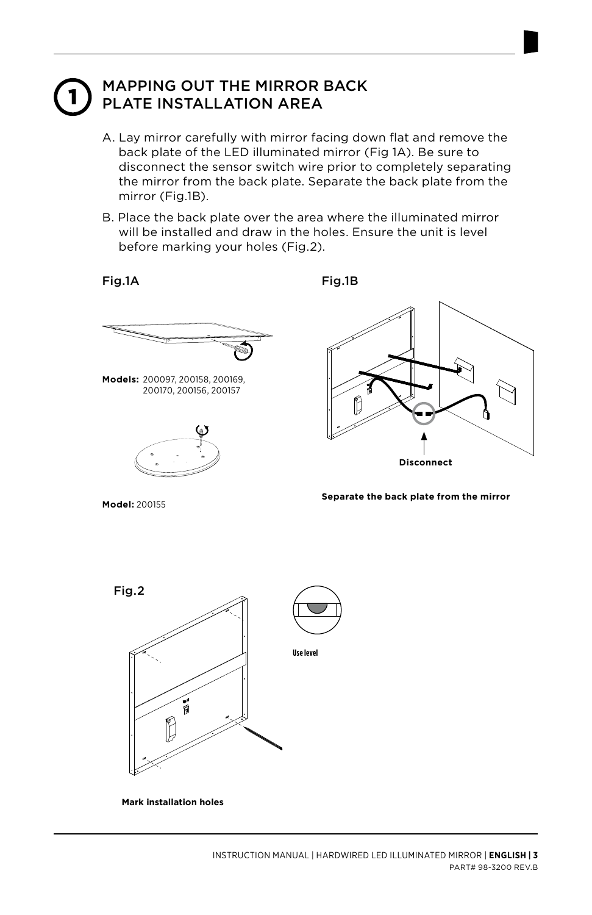# 1 MAPPING OUT THE MIRROR BACK PLATE INSTALLATION AREA

A. Lay mirror carefully with mirror facing down flat and remove the back plate of the LED illuminated mirror (Fig 1A). Be sure to disconnect the sensor switch wire prior to completely separating the mirror from the back plate. Separate the back plate from the mirror (Fig.1B).

B. Place the back plate over the area where the illuminated mirror will be installed and draw in the holes. Ensure the unit is level before marking your holes (Fig.2).

Fig.1A

**Models:** 200097, 200158, 200169, 200170, 200156, 200157

**Model:** 200155

Fig.1B

**Disconnect**

**Separate the back plate from the mirror**

Fig.2

**Use level**

**Mark installation holes**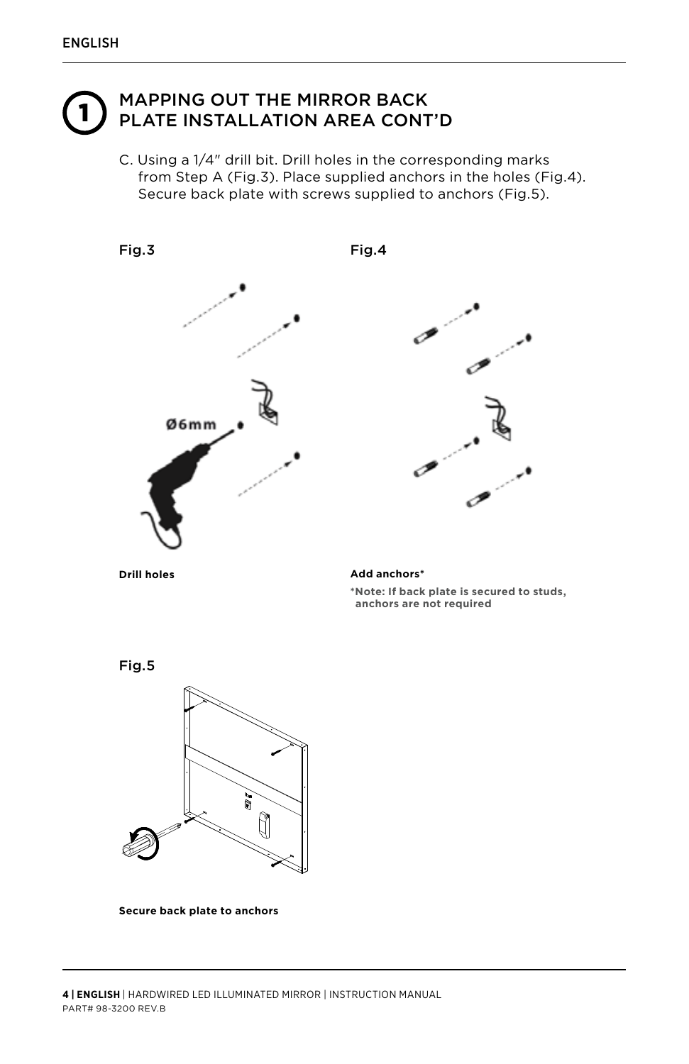## 1 MAPPING OUT THE MIRROR BACK PLATE INSTALLATION AREA CONT'D

C. Using a 1/4" drill bit. Drill holes in the corresponding marks from Step A (Fig.3). Place supplied anchors in the holes (Fig.4). Secure back plate with screws supplied to anchors (Fig.5).

Fig.3

Ø6mm

**Drill holes**

Fig.4

**Add anchors***

***Note: If back plate is secured to studs, anchors are not required**

Fig.5

**Secure back plate to anchors**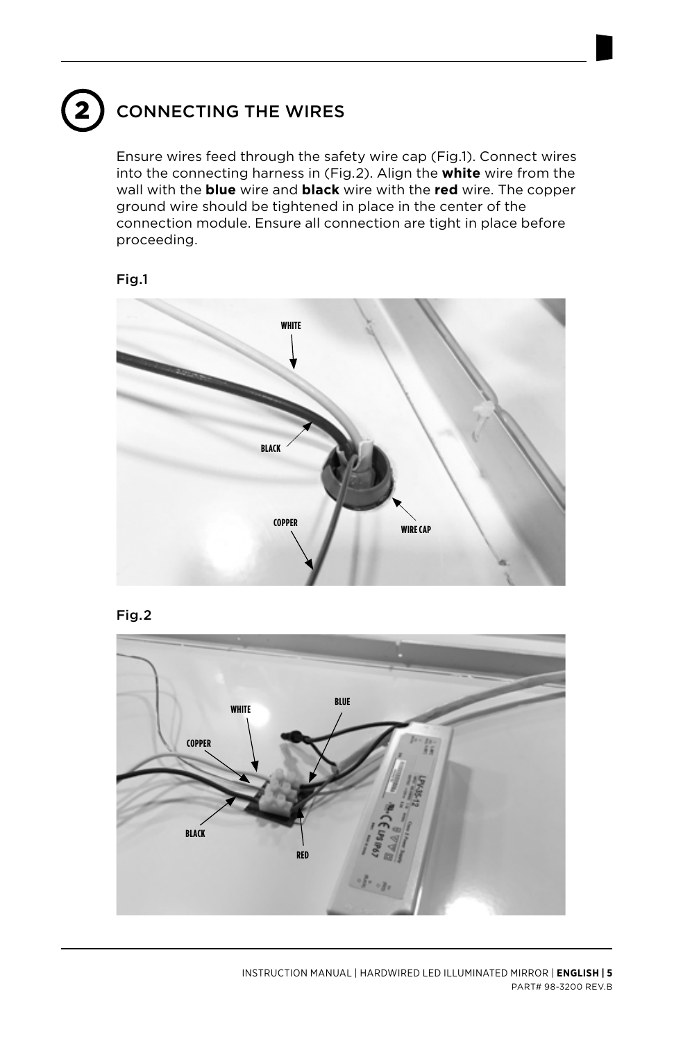## 2 CONNECTING THE WIRES

Ensure wires feed through the safety wire cap (Fig.1). Connect wires into the connecting harness in (Fig.2). Align the **white** wire from the wall with the **blue** wire and **black** wire with the **red** wire. The copper ground wire should be tightened in place in the center of the connection module. Ensure all connection are tight in place before proceeding.

Fig.1

Fig.2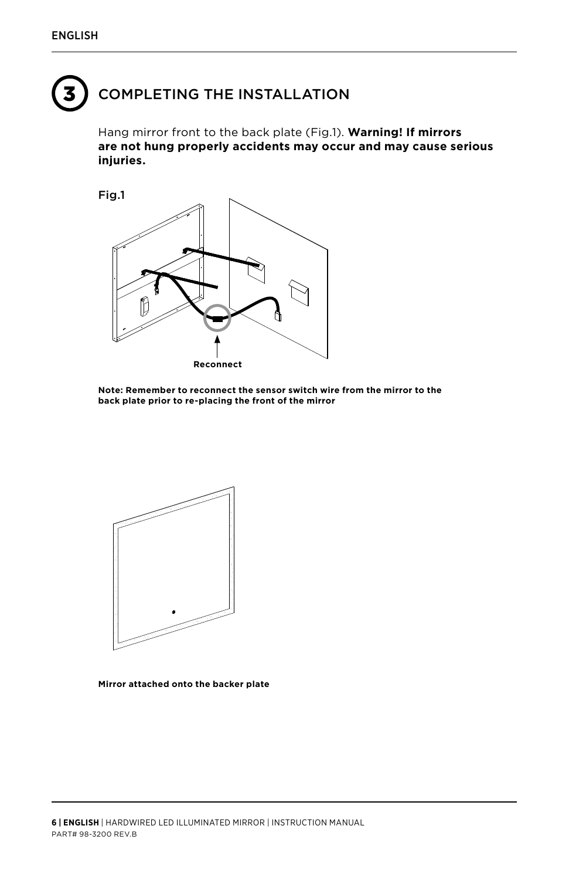## 3 COMPLETING THE INSTALLATION

Hang mirror front to the back plate (Fig.1). **Warning! If mirrors are not hung properly accidents may occur and may cause serious injuries.**

Fig.1

**Reconnect**

**Note: Remember to reconnect the sensor switch wire from the mirror to the back plate prior to re-placing the front of the mirror**

**Mirror attached onto the backer plate**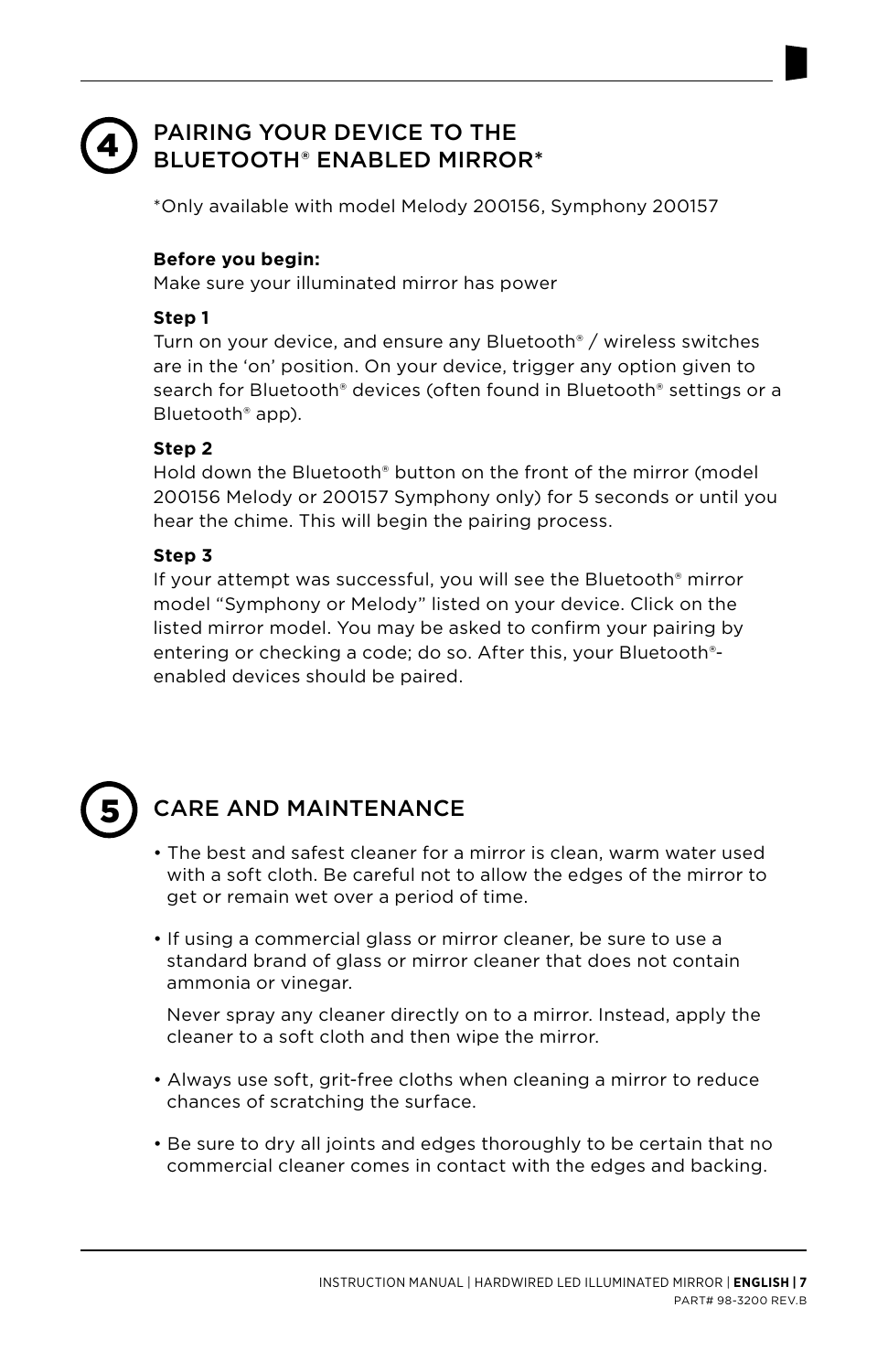## 4 PAIRING YOUR DEVICE TO THE BLUETOOTH® ENABLED MIRROR*

*Only available with model Melody 200156, Symphony 200157

**Before you begin:**
Make sure your illuminated mirror has power

**Step 1**
Turn on your device, and ensure any Bluetooth® / wireless switches are in the 'on' position. On your device, trigger any option given to search for Bluetooth® devices (often found in Bluetooth® settings or a Bluetooth® app).

**Step 2**
Hold down the Bluetooth® button on the front of the mirror (model 200156 Melody or 200157 Symphony only) for 5 seconds or until you hear the chime. This will begin the pairing process.

**Step 3**
If your attempt was successful, you will see the Bluetooth® mirror model "Symphony or Melody" listed on your device. Click on the listed mirror model. You may be asked to confirm your pairing by entering or checking a code; do so. After this, your Bluetooth®-enabled devices should be paired.

## 5 CARE AND MAINTENANCE

- The best and safest cleaner for a mirror is clean, warm water used with a soft cloth. Be careful not to allow the edges of the mirror to get or remain wet over a period of time.
- If using a commercial glass or mirror cleaner, be sure to use a standard brand of glass or mirror cleaner that does not contain ammonia or vinegar.

  Never spray any cleaner directly on to a mirror. Instead, apply the cleaner to a soft cloth and then wipe the mirror.
- Always use soft, grit-free cloths when cleaning a mirror to reduce chances of scratching the surface.
- Be sure to dry all joints and edges thoroughly to be certain that no commercial cleaner comes in contact with the edges and backing.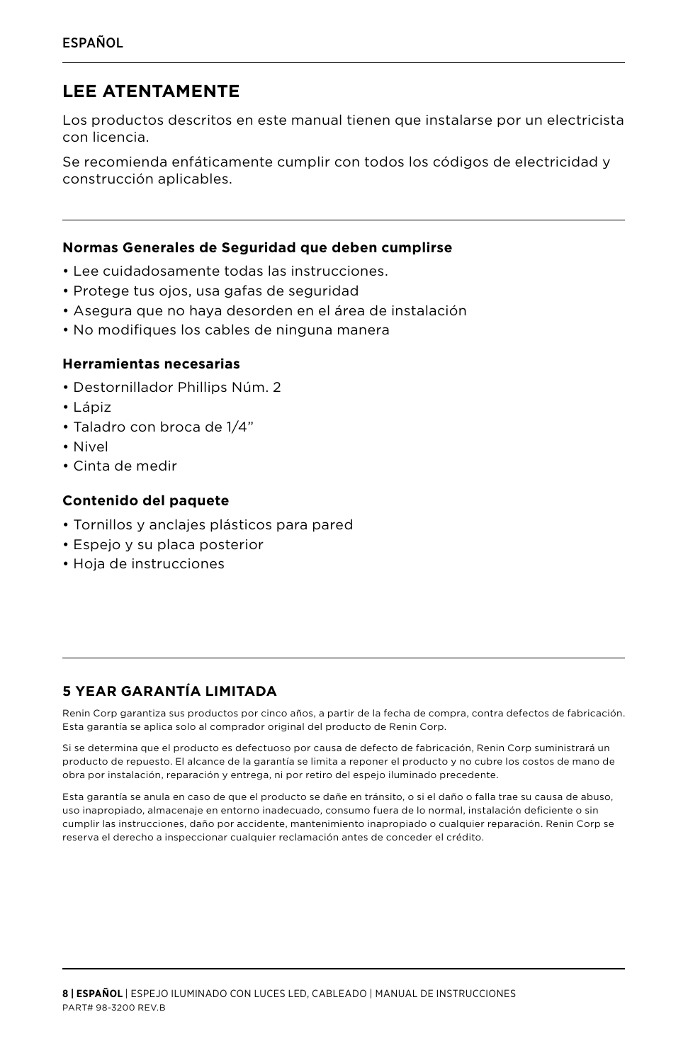ESPAÑOL

## LEE ATENTAMENTE

Los productos descritos en este manual tienen que instalarse por un electricista con licencia.

Se recomienda enfáticamente cumplir con todos los códigos de electricidad y construcción aplicables.

**Normas Generales de Seguridad que deben cumplirse**

- Lee cuidadosamente todas las instrucciones.
- Protege tus ojos, usa gafas de seguridad
- Asegura que no haya desorden en el área de instalación
- No modifiques los cables de ninguna manera

**Herramientas necesarias**

- Destornillador Phillips Núm. 2
- Lápiz
- Taladro con broca de 1/4”
- Nivel
- Cinta de medir

**Contenido del paquete**

- Tornillos y anclajes plásticos para pared
- Espejo y su placa posterior
- Hoja de instrucciones

### 5 YEAR GARANTÍA LIMITADA

Renin Corp garantiza sus productos por cinco años, a partir de la fecha de compra, contra defectos de fabricación. Esta garantía se aplica solo al comprador original del producto de Renin Corp.

Si se determina que el producto es defectuoso por causa de defecto de fabricación, Renin Corp suministrará un producto de repuesto. El alcance de la garantía se limita a reponer el producto y no cubre los costos de mano de obra por instalación, reparación y entrega, ni por retiro del espejo iluminado precedente.

Esta garantía se anula en caso de que el producto se dañe en tránsito, o si el daño o falla trae su causa de abuso, uso inapropiado, almacenaje en entorno inadecuado, consumo fuera de lo normal, instalación deficiente o sin cumplir las instrucciones, daño por accidente, mantenimiento inapropiado o cualquier reparación. Renin Corp se reserva el derecho a inspeccionar cualquier reclamación antes de conceder el crédito.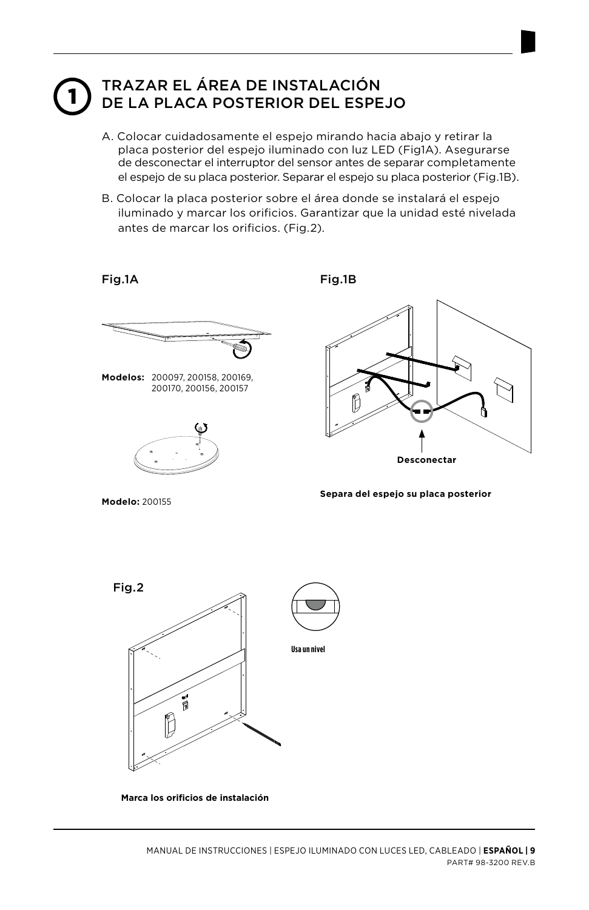# 1 TRAZAR EL ÁREA DE INSTALACIÓN DE LA PLACA POSTERIOR DEL ESPEJO

A. Colocar cuidadosamente el espejo mirando hacia abajo y retirar la placa posterior del espejo iluminado con luz LED (Fig1A). Asegurarse de desconectar el interruptor del sensor antes de separar completamente el espejo de su placa posterior. Separar el espejo su placa posterior (Fig.1B).

B. Colocar la placa posterior sobre el área donde se instalará el espejo iluminado y marcar los orificios. Garantizar que la unidad esté nivelada antes de marcar los orificios. (Fig.2).

Fig.1A

**Modelos:** 200097, 200158, 200169, 200170, 200156, 200157

**Modelo:** 200155

Fig.1B

**Desconectar**

**Separa del espejo su placa posterior**

Fig.2

**Usa un nivel**

**Marca los orificios de instalación**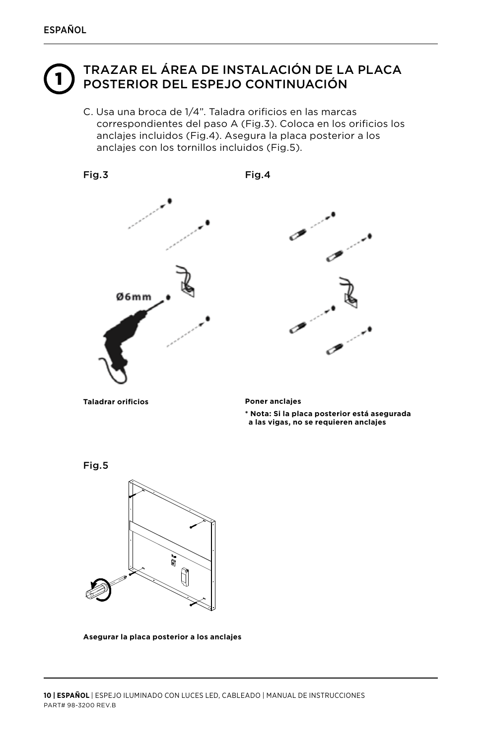# 1 TRAZAR EL ÁREA DE INSTALACIÓN DE LA PLACA POSTERIOR DEL ESPEJO CONTINUACIÓN

C. Usa una broca de 1/4”. Taladra orificios en las marcas correspondientes del paso A (Fig.3). Coloca en los orificios los anclajes incluidos (Fig.4). Asegura la placa posterior a los anclajes con los tornillos incluidos (Fig.5).

Fig.3

Ø6mm

**Taladrar orificios**

Fig.4

**Poner anclajes**

**\* Nota: Si la placa posterior está asegurada a las vigas, no se requieren anclajes**

Fig.5

**Asegurar la placa posterior a los anclajes**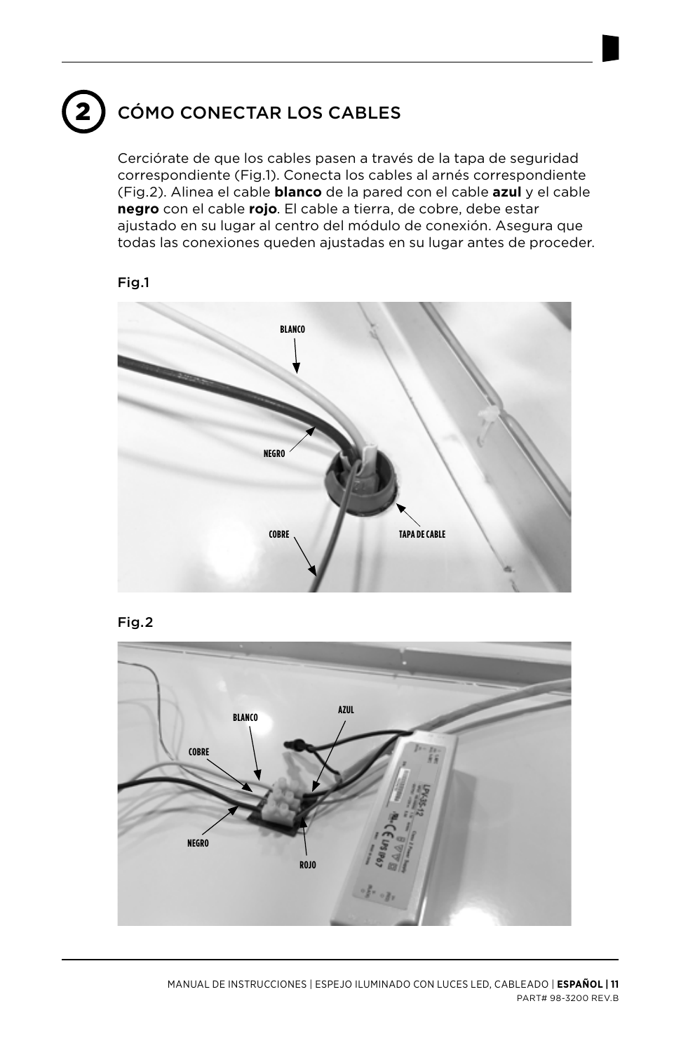## 2 CÓMO CONECTAR LOS CABLES

Cerciórate de que los cables pasen a través de la tapa de seguridad correspondiente (Fig.1). Conecta los cables al arnés correspondiente (Fig.2). Alinea el cable **blanco** de la pared con el cable **azul** y el cable **negro** con el cable **rojo**. El cable a tierra, de cobre, debe estar ajustado en su lugar al centro del módulo de conexión. Asegura que todas las conexiones queden ajustadas en su lugar antes de proceder.

Fig.1

BLANCO
NEGRO
COBRE
TAPA DE CABLE

Fig.2

BLANCO
AZUL
COBRE
NEGRO
ROJO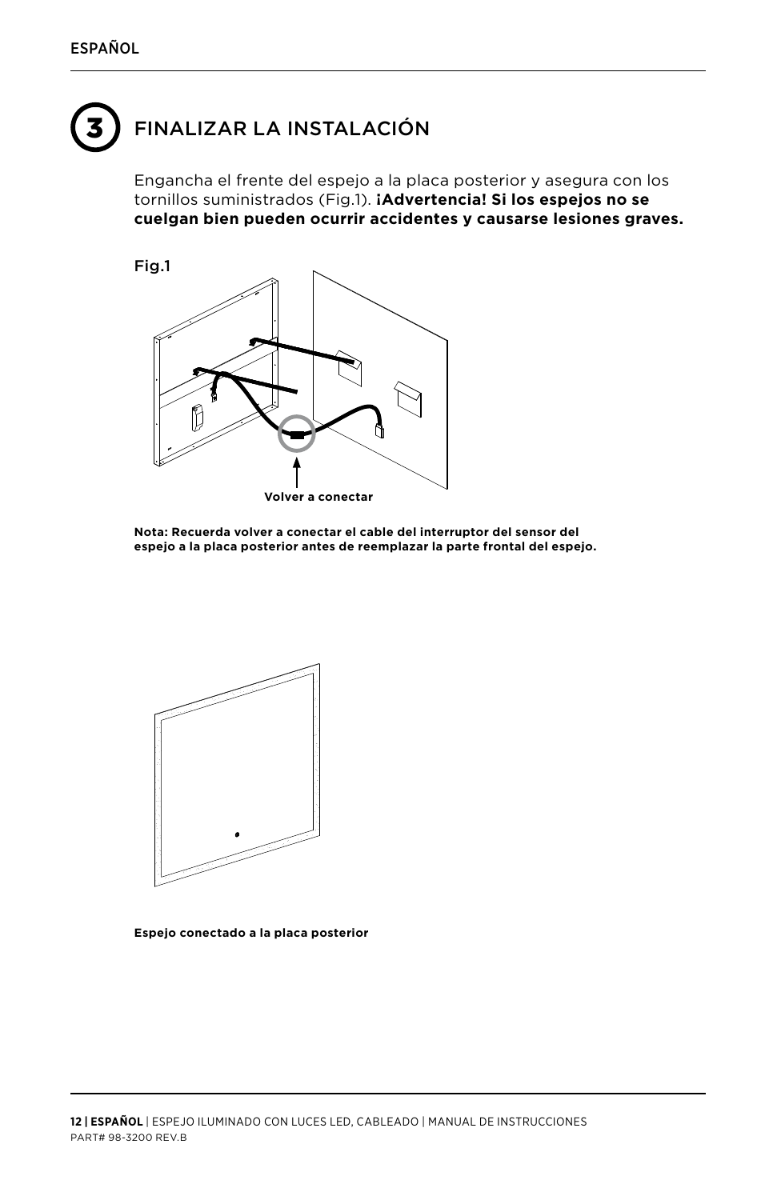## 3 FINALIZAR LA INSTALACIÓN

Engancha el frente del espejo a la placa posterior y asegura con los tornillos suministrados (Fig.1). **¡Advertencia! Si los espejos no se cuelgan bien pueden ocurrir accidentes y causarse lesiones graves.**

Fig.1

**Volver a conectar**

**Nota: Recuerda volver a conectar el cable del interruptor del sensor del espejo a la placa posterior antes de reemplazar la parte frontal del espejo.**

**Espejo conectado a la placa posterior**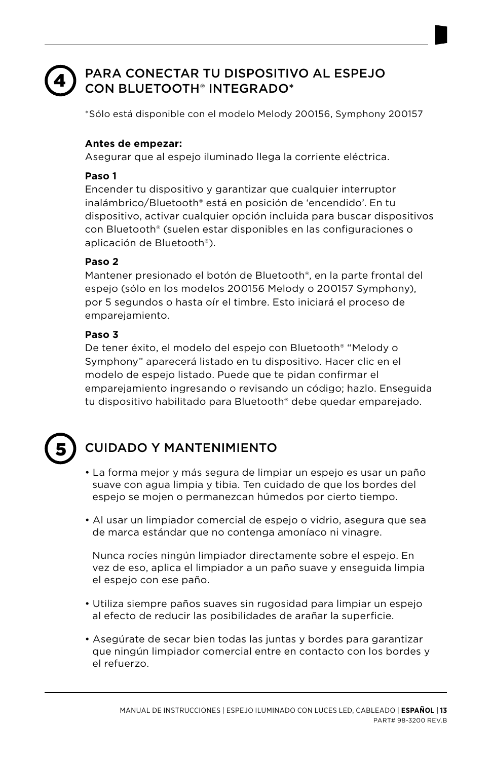## 4 PARA CONECTAR TU DISPOSITIVO AL ESPEJO CON BLUETOOTH® INTEGRADO*

*Sólo está disponible con el modelo Melody 200156, Symphony 200157

**Antes de empezar:**
Asegurar que al espejo iluminado llega la corriente eléctrica.

**Paso 1**
Encender tu dispositivo y garantizar que cualquier interruptor inalámbrico/Bluetooth® está en posición de 'encendido'. En tu dispositivo, activar cualquier opción incluida para buscar dispositivos con Bluetooth® (suelen estar disponibles en las configuraciones o aplicación de Bluetooth®).

**Paso 2**
Mantener presionado el botón de Bluetooth®, en la parte frontal del espejo (sólo en los modelos 200156 Melody o 200157 Symphony), por 5 segundos o hasta oír el timbre. Esto iniciará el proceso de emparejamiento.

**Paso 3**
De tener éxito, el modelo del espejo con Bluetooth® "Melody o Symphony" aparecerá listado en tu dispositivo. Hacer clic en el modelo de espejo listado. Puede que te pidan confirmar el emparejamiento ingresando o revisando un código; hazlo. Enseguida tu dispositivo habilitado para Bluetooth® debe quedar emparejado.

## 5 CUIDADO Y MANTENIMIENTO

- La forma mejor y más segura de limpiar un espejo es usar un paño suave con agua limpia y tibia. Ten cuidado de que los bordes del espejo se mojen o permanezcan húmedos por cierto tiempo.

- Al usar un limpiador comercial de espejo o vidrio, asegura que sea de marca estándar que no contenga amoníaco ni vinagre.

  Nunca rocíes ningún limpiador directamente sobre el espejo. En vez de eso, aplica el limpiador a un paño suave y enseguida limpia el espejo con ese paño.

- Utiliza siempre paños suaves sin rugosidad para limpiar un espejo al efecto de reducir las posibilidades de arañar la superficie.

- Asegúrate de secar bien todas las juntas y bordes para garantizar que ningún limpiador comercial entre en contacto con los bordes y el refuerzo.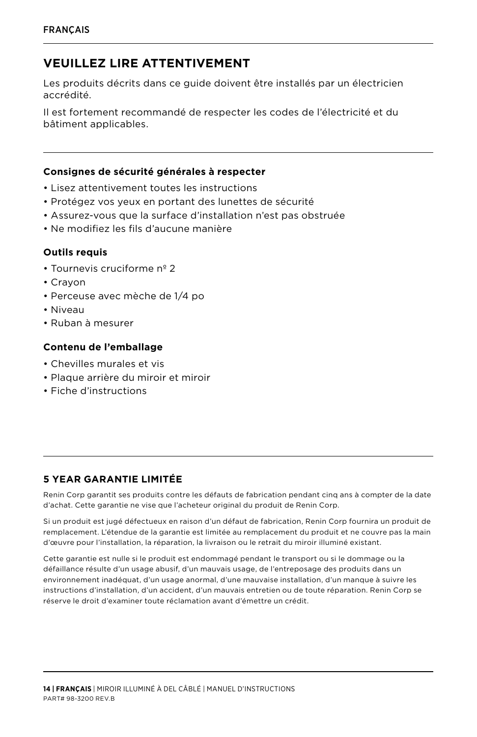## VEUILLEZ LIRE ATTENTIVEMENT

Les produits décrits dans ce guide doivent être installés par un électricien accrédité.

Il est fortement recommandé de respecter les codes de l'électricité et du bâtiment applicables.

### Consignes de sécurité générales à respecter

- Lisez attentivement toutes les instructions
- Protégez vos yeux en portant des lunettes de sécurité
- Assurez-vous que la surface d'installation n'est pas obstruée
- Ne modifiez les fils d'aucune manière

### Outils requis

- Tournevis cruciforme nº 2
- Crayon
- Perceuse avec mèche de 1/4 po
- Niveau
- Ruban à mesurer

### Contenu de l'emballage

- Chevilles murales et vis
- Plaque arrière du miroir et miroir
- Fiche d'instructions

### 5 YEAR GARANTIE LIMITÉE

Renin Corp garantit ses produits contre les défauts de fabrication pendant cinq ans à compter de la date d'achat. Cette garantie ne vise que l'acheteur original du produit de Renin Corp.

Si un produit est jugé défectueux en raison d'un défaut de fabrication, Renin Corp fournira un produit de remplacement. L'étendue de la garantie est limitée au remplacement du produit et ne couvre pas la main d'œuvre pour l'installation, la réparation, la livraison ou le retrait du miroir illuminé existant.

Cette garantie est nulle si le produit est endommagé pendant le transport ou si le dommage ou la défaillance résulte d'un usage abusif, d'un mauvais usage, de l'entreposage des produits dans un environnement inadéquat, d'un usage anormal, d'une mauvaise installation, d'un manque à suivre les instructions d'installation, d'un accident, d'un mauvais entretien ou de toute réparation. Renin Corp se réserve le droit d'examiner toute réclamation avant d'émettre un crédit.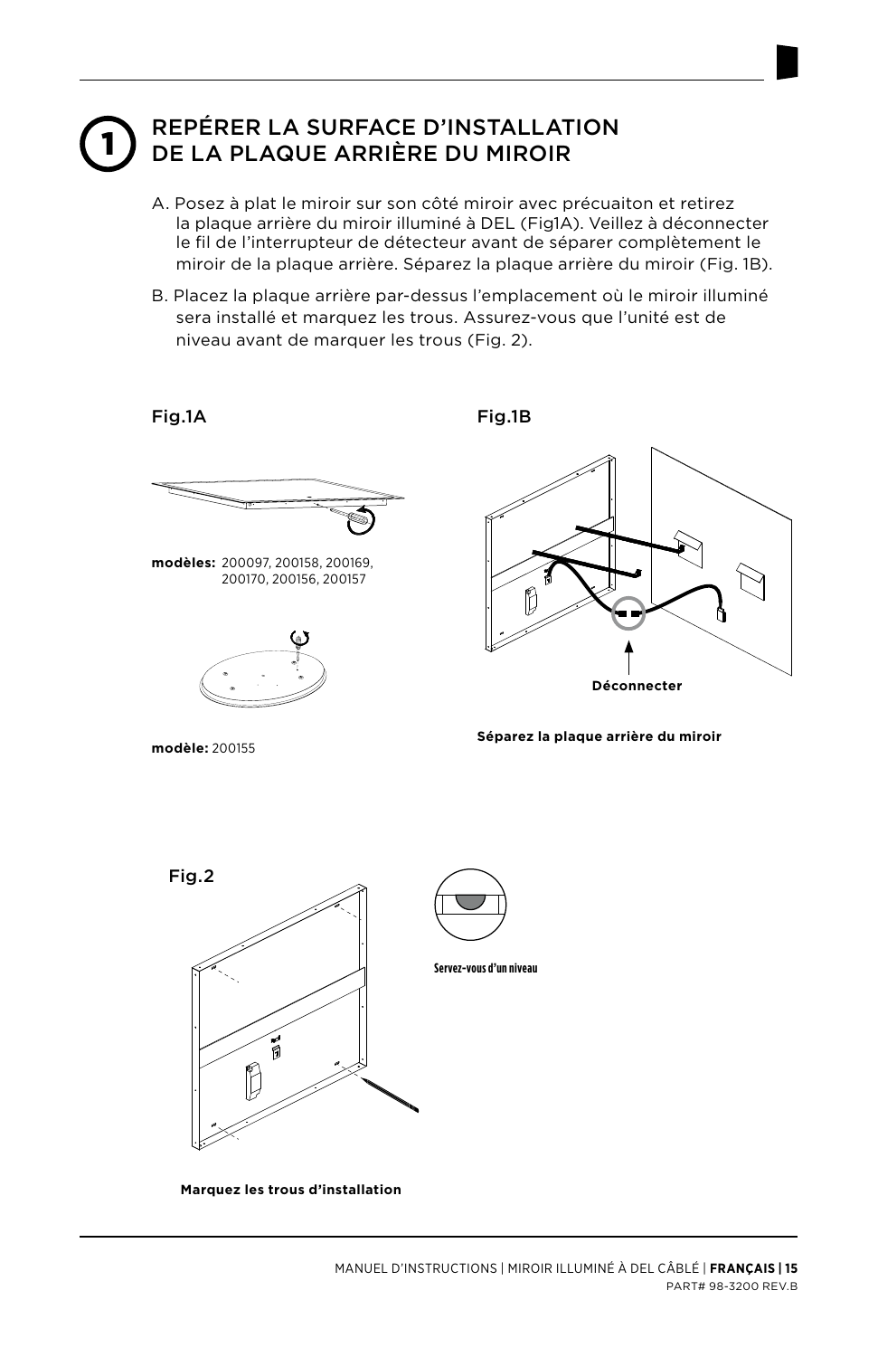# 1 REPÉRER LA SURFACE D'INSTALLATION DE LA PLAQUE ARRIÈRE DU MIROIR

A. Posez à plat le miroir sur son côté miroir avec précuaiton et retirez la plaque arrière du miroir illuminé à DEL (Fig1A). Veillez à déconnecter le fil de l'interrupteur de détecteur avant de séparer complètement le miroir de la plaque arrière. Séparez la plaque arrière du miroir (Fig. 1B).

B. Placez la plaque arrière par-dessus l'emplacement où le miroir illuminé sera installé et marquez les trous. Assurez-vous que l'unité est de niveau avant de marquer les trous (Fig. 2).

Fig.1A

**modèles:** 200097, 200158, 200169, 200170, 200156, 200157

**modèle:** 200155

Fig.1B

**Déconnecter**

**Séparez la plaque arrière du miroir**

Fig.2

**Servez-vous d'un niveau**

**Marquez les trous d'installation**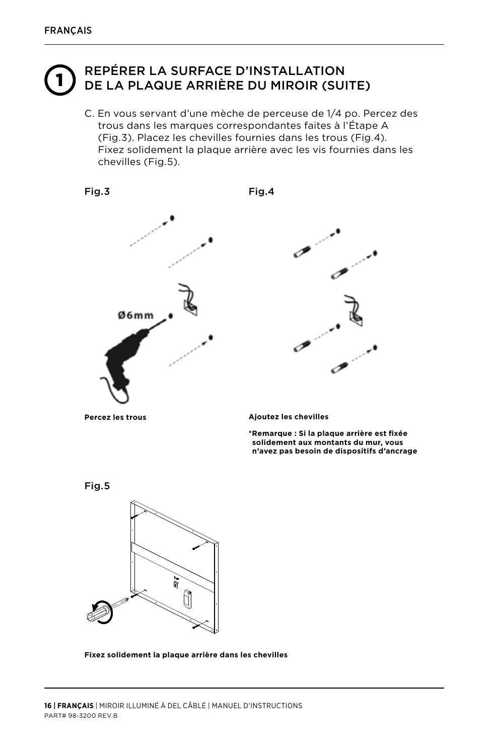## 1 REPÉRER LA SURFACE D'INSTALLATION DE LA PLAQUE ARRIÈRE DU MIROIR (SUITE)

C. En vous servant d'une mèche de perceuse de 1/4 po. Percez des trous dans les marques correspondantes faites à l'Étape A (Fig.3). Placez les chevilles fournies dans les trous (Fig.4). Fixez solidement la plaque arrière avec les vis fournies dans les chevilles (Fig.5).

Fig.3

Ø6mm

**Percez les trous**

Fig.4

**Ajoutez les chevilles**

**\*Remarque : Si la plaque arrière est fixée solidement aux montants du mur, vous n'avez pas besoin de dispositifs d'ancrage**

Fig.5

**Fixez solidement la plaque arrière dans les chevilles**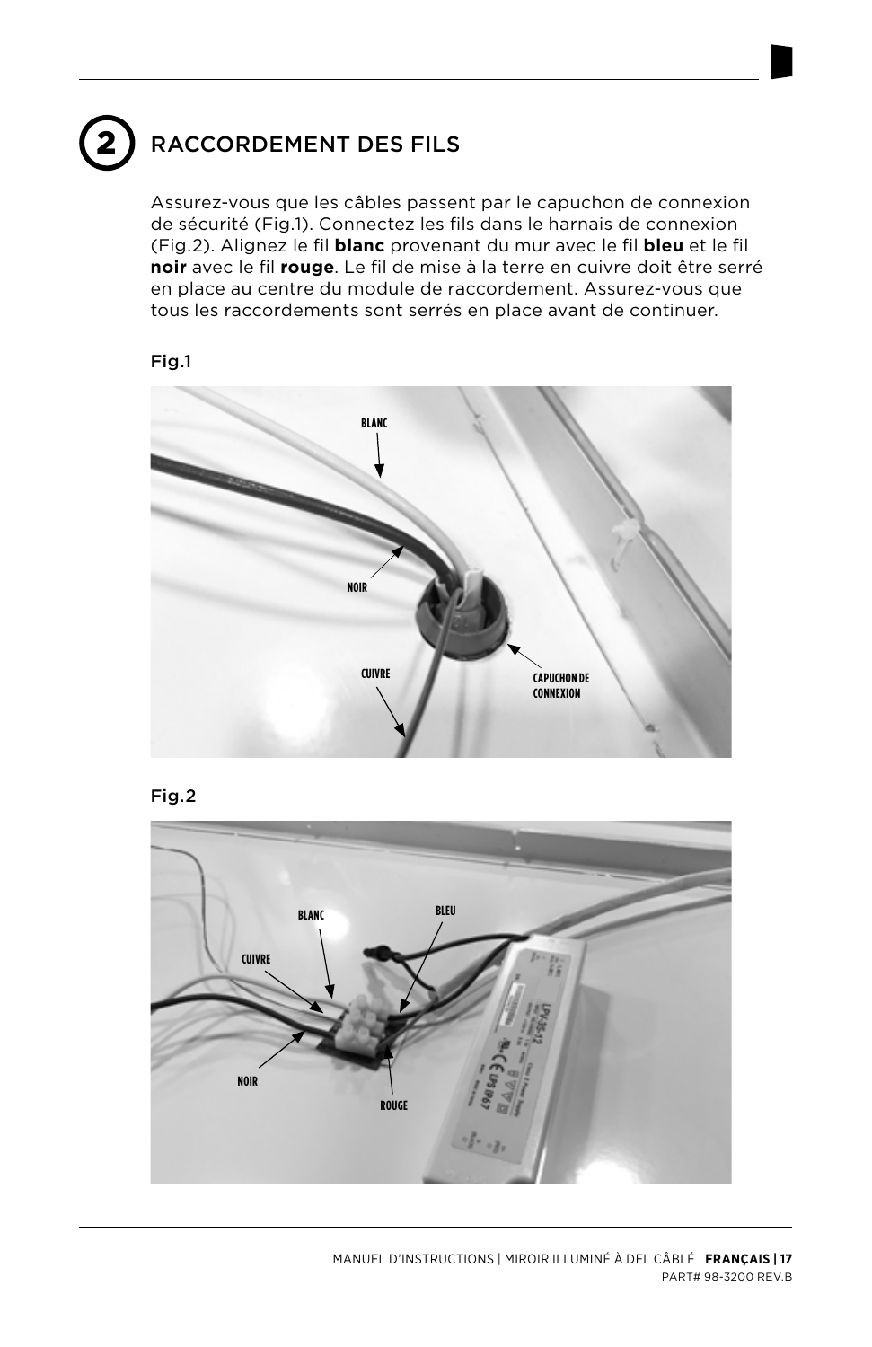## 2 RACCORDEMENT DES FILS

Assurez-vous que les câbles passent par le capuchon de connexion de sécurité (Fig.1). Connectez les fils dans le harnais de connexion (Fig.2). Alignez le fil **blanc** provenant du mur avec le fil **bleu** et le fil **noir** avec le fil **rouge**. Le fil de mise à la terre en cuivre doit être serré en place au centre du module de raccordement. Assurez-vous que tous les raccordements sont serrés en place avant de continuer.

Fig.1

Fig.2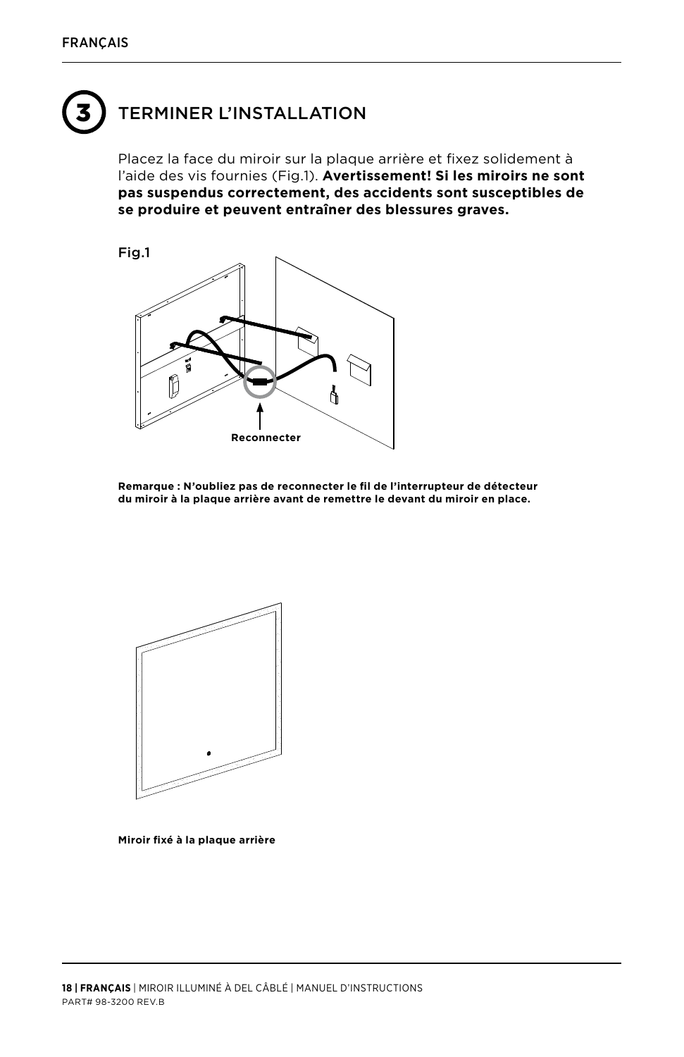## 3 TERMINER L'INSTALLATION

Placez la face du miroir sur la plaque arrière et fixez solidement à l'aide des vis fournies (Fig.1). **Avertissement! Si les miroirs ne sont pas suspendus correctement, des accidents sont susceptibles de se produire et peuvent entraîner des blessures graves.**

Fig.1

Reconnecter

**Remarque : N'oubliez pas de reconnecter le fil de l'interrupteur de détecteur du miroir à la plaque arrière avant de remettre le devant du miroir en place.**

**Miroir fixé à la plaque arrière**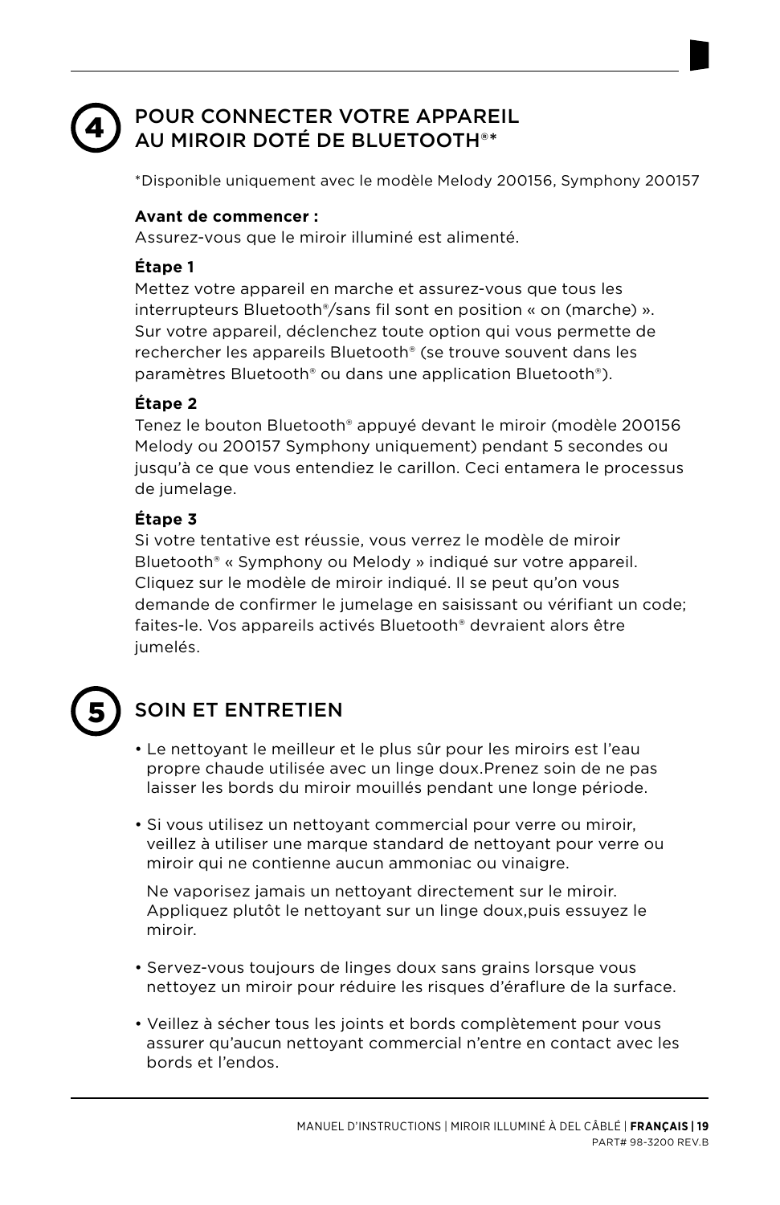## 4 POUR CONNECTER VOTRE APPAREIL AU MIROIR DOTÉ DE BLUETOOTH®*

*Disponible uniquement avec le modèle Melody 200156, Symphony 200157

**Avant de commencer :**
Assurez-vous que le miroir illuminé est alimenté.

**Étape 1**
Mettez votre appareil en marche et assurez-vous que tous les interrupteurs Bluetooth®/sans fil sont en position « on (marche) ». Sur votre appareil, déclenchez toute option qui vous permette de rechercher les appareils Bluetooth® (se trouve souvent dans les paramètres Bluetooth® ou dans une application Bluetooth®).

**Étape 2**
Tenez le bouton Bluetooth® appuyé devant le miroir (modèle 200156 Melody ou 200157 Symphony uniquement) pendant 5 secondes ou jusqu'à ce que vous entendiez le carillon. Ceci entamera le processus de jumelage.

**Étape 3**
Si votre tentative est réussie, vous verrez le modèle de miroir Bluetooth® « Symphony ou Melody » indiqué sur votre appareil. Cliquez sur le modèle de miroir indiqué. Il se peut qu'on vous demande de confirmer le jumelage en saisissant ou vérifiant un code; faites-le. Vos appareils activés Bluetooth® devraient alors être jumelés.

## 5 SOIN ET ENTRETIEN

- Le nettoyant le meilleur et le plus sûr pour les miroirs est l'eau propre chaude utilisée avec un linge doux.Prenez soin de ne pas laisser les bords du miroir mouillés pendant une longe période.
- Si vous utilisez un nettoyant commercial pour verre ou miroir, veillez à utiliser une marque standard de nettoyant pour verre ou miroir qui ne contienne aucun ammoniac ou vinaigre.

  Ne vaporisez jamais un nettoyant directement sur le miroir. Appliquez plutôt le nettoyant sur un linge doux,puis essuyez le miroir.
- Servez-vous toujours de linges doux sans grains lorsque vous nettoyez un miroir pour réduire les risques d'éraflure de la surface.
- Veillez à sécher tous les joints et bords complètement pour vous assurer qu'aucun nettoyant commercial n'entre en contact avec les bords et l'endos.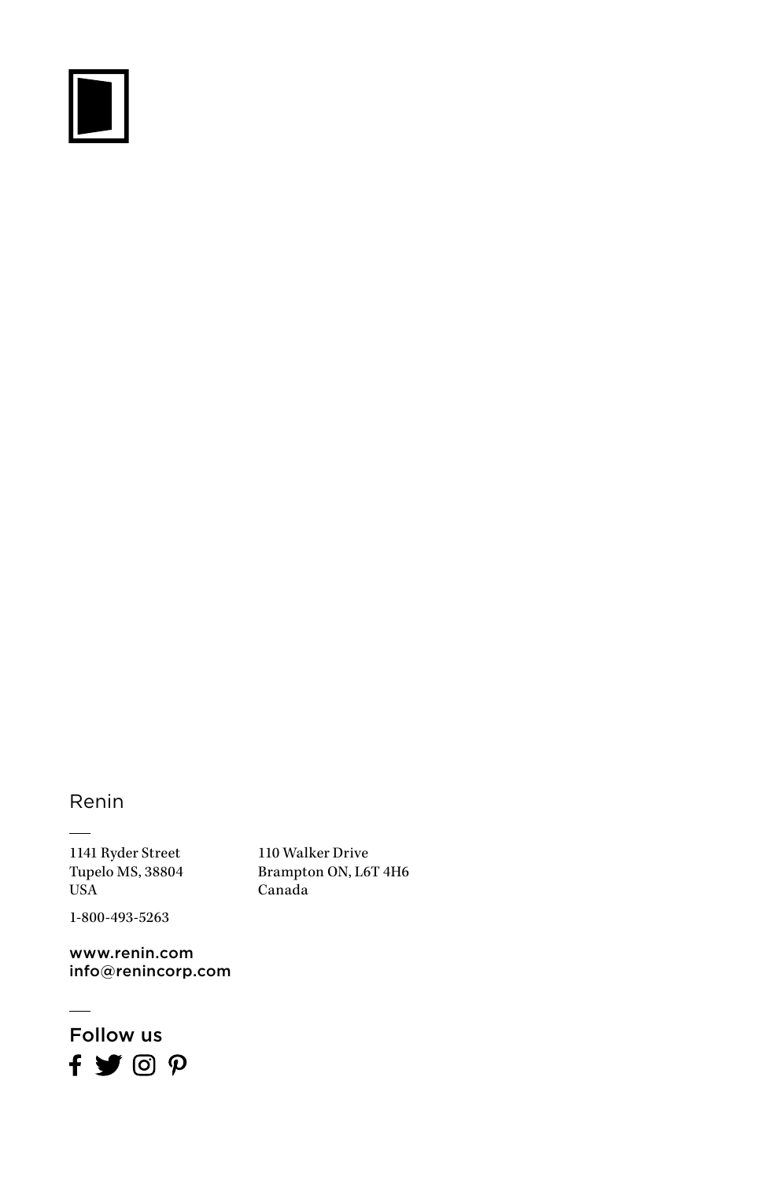Renin

1141 Ryder Street
Tupelo MS, 38804
USA

110 Walker Drive
Brampton ON, L6T 4H6
Canada

1-800-493-5263

www.renin.com
info@renincorp.com

Follow us